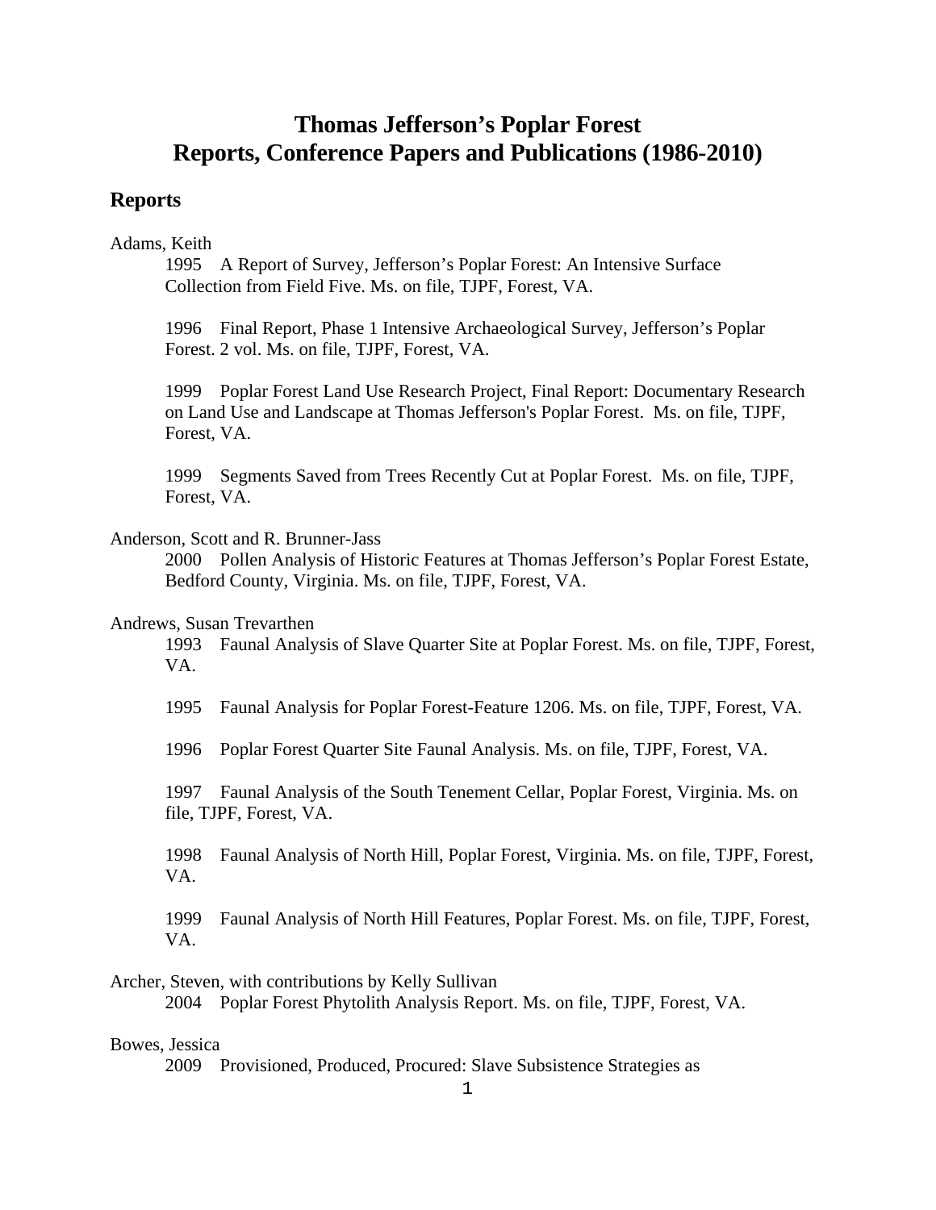# Thomas Jefferson's Poplar Forest
# Reports, Conference Papers and Publications (1986-2010)

## Reports

Adams, Keith

1995 A Report of Survey, Jefferson's Poplar Forest: An Intensive Surface Collection from Field Five. Ms. on file, TJPF, Forest, VA.

1996 Final Report, Phase 1 Intensive Archaeological Survey, Jefferson's Poplar Forest. 2 vol. Ms. on file, TJPF, Forest, VA.

1999 Poplar Forest Land Use Research Project, Final Report: Documentary Research on Land Use and Landscape at Thomas Jefferson's Poplar Forest. Ms. on file, TJPF, Forest, VA.

1999 Segments Saved from Trees Recently Cut at Poplar Forest. Ms. on file, TJPF, Forest, VA.

Anderson, Scott and R. Brunner-Jass

2000 Pollen Analysis of Historic Features at Thomas Jefferson's Poplar Forest Estate, Bedford County, Virginia. Ms. on file, TJPF, Forest, VA.

Andrews, Susan Trevarthen

1993 Faunal Analysis of Slave Quarter Site at Poplar Forest. Ms. on file, TJPF, Forest, VA.

1995 Faunal Analysis for Poplar Forest-Feature 1206. Ms. on file, TJPF, Forest, VA.

1996 Poplar Forest Quarter Site Faunal Analysis. Ms. on file, TJPF, Forest, VA.

1997 Faunal Analysis of the South Tenement Cellar, Poplar Forest, Virginia. Ms. on file, TJPF, Forest, VA.

1998 Faunal Analysis of North Hill, Poplar Forest, Virginia. Ms. on file, TJPF, Forest, VA.

1999 Faunal Analysis of North Hill Features, Poplar Forest. Ms. on file, TJPF, Forest, VA.

Archer, Steven, with contributions by Kelly Sullivan

2004 Poplar Forest Phytolith Analysis Report. Ms. on file, TJPF, Forest, VA.

Bowes, Jessica

2009 Provisioned, Produced, Procured: Slave Subsistence Strategies as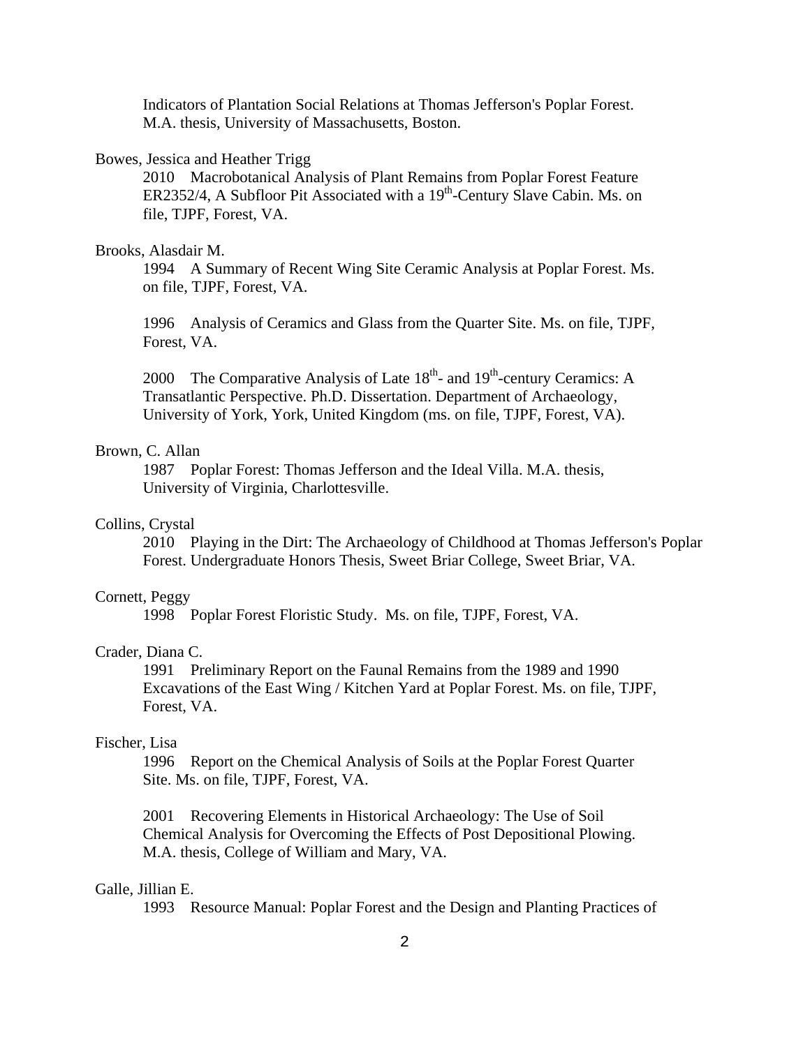Indicators of Plantation Social Relations at Thomas Jefferson's Poplar Forest. M.A. thesis, University of Massachusetts, Boston.

Bowes, Jessica and Heather Trigg

2010 Macrobotanical Analysis of Plant Remains from Poplar Forest Feature ER2352/4, A Subfloor Pit Associated with a 19th-Century Slave Cabin. Ms. on file, TJPF, Forest, VA.

Brooks, Alasdair M.

1994 A Summary of Recent Wing Site Ceramic Analysis at Poplar Forest. Ms. on file, TJPF, Forest, VA.

1996 Analysis of Ceramics and Glass from the Quarter Site. Ms. on file, TJPF, Forest, VA.

2000 The Comparative Analysis of Late 18th- and 19th-century Ceramics: A Transatlantic Perspective. Ph.D. Dissertation. Department of Archaeology, University of York, York, United Kingdom (ms. on file, TJPF, Forest, VA).

Brown, C. Allan

1987 Poplar Forest: Thomas Jefferson and the Ideal Villa. M.A. thesis, University of Virginia, Charlottesville.

Collins, Crystal

2010 Playing in the Dirt: The Archaeology of Childhood at Thomas Jefferson's Poplar Forest. Undergraduate Honors Thesis, Sweet Briar College, Sweet Briar, VA.

Cornett, Peggy

1998 Poplar Forest Floristic Study. Ms. on file, TJPF, Forest, VA.

Crader, Diana C.

1991 Preliminary Report on the Faunal Remains from the 1989 and 1990 Excavations of the East Wing / Kitchen Yard at Poplar Forest. Ms. on file, TJPF, Forest, VA.

Fischer, Lisa

1996 Report on the Chemical Analysis of Soils at the Poplar Forest Quarter Site. Ms. on file, TJPF, Forest, VA.

2001 Recovering Elements in Historical Archaeology: The Use of Soil Chemical Analysis for Overcoming the Effects of Post Depositional Plowing. M.A. thesis, College of William and Mary, VA.

Galle, Jillian E.

1993 Resource Manual: Poplar Forest and the Design and Planting Practices of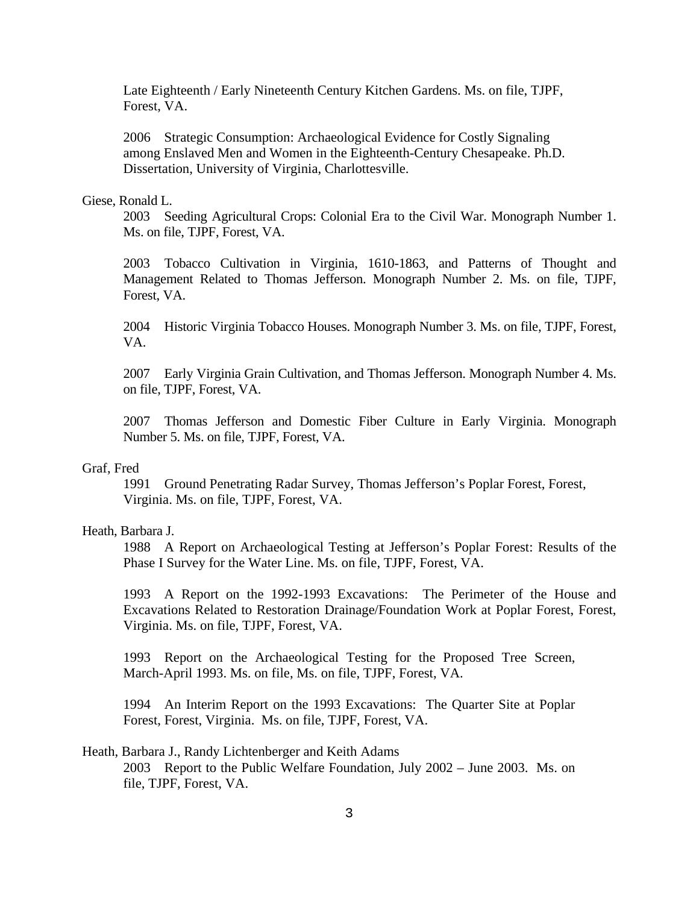Late Eighteenth / Early Nineteenth Century Kitchen Gardens. Ms. on file, TJPF, Forest, VA.

2006 Strategic Consumption: Archaeological Evidence for Costly Signaling among Enslaved Men and Women in the Eighteenth-Century Chesapeake. Ph.D. Dissertation, University of Virginia, Charlottesville.

Giese, Ronald L.

2003 Seeding Agricultural Crops: Colonial Era to the Civil War. Monograph Number 1. Ms. on file, TJPF, Forest, VA.

2003 Tobacco Cultivation in Virginia, 1610-1863, and Patterns of Thought and Management Related to Thomas Jefferson. Monograph Number 2. Ms. on file, TJPF, Forest, VA.

2004 Historic Virginia Tobacco Houses. Monograph Number 3. Ms. on file, TJPF, Forest, VA.

2007 Early Virginia Grain Cultivation, and Thomas Jefferson. Monograph Number 4. Ms. on file, TJPF, Forest, VA.

2007 Thomas Jefferson and Domestic Fiber Culture in Early Virginia. Monograph Number 5. Ms. on file, TJPF, Forest, VA.

Graf, Fred

1991 Ground Penetrating Radar Survey, Thomas Jefferson's Poplar Forest, Forest, Virginia. Ms. on file, TJPF, Forest, VA.

Heath, Barbara J.

1988 A Report on Archaeological Testing at Jefferson's Poplar Forest: Results of the Phase I Survey for the Water Line. Ms. on file, TJPF, Forest, VA.

1993 A Report on the 1992-1993 Excavations: The Perimeter of the House and Excavations Related to Restoration Drainage/Foundation Work at Poplar Forest, Forest, Virginia. Ms. on file, TJPF, Forest, VA.

1993 Report on the Archaeological Testing for the Proposed Tree Screen, March-April 1993. Ms. on file, Ms. on file, TJPF, Forest, VA.

1994 An Interim Report on the 1993 Excavations: The Quarter Site at Poplar Forest, Forest, Virginia. Ms. on file, TJPF, Forest, VA.

Heath, Barbara J., Randy Lichtenberger and Keith Adams

2003 Report to the Public Welfare Foundation, July 2002 – June 2003. Ms. on file, TJPF, Forest, VA.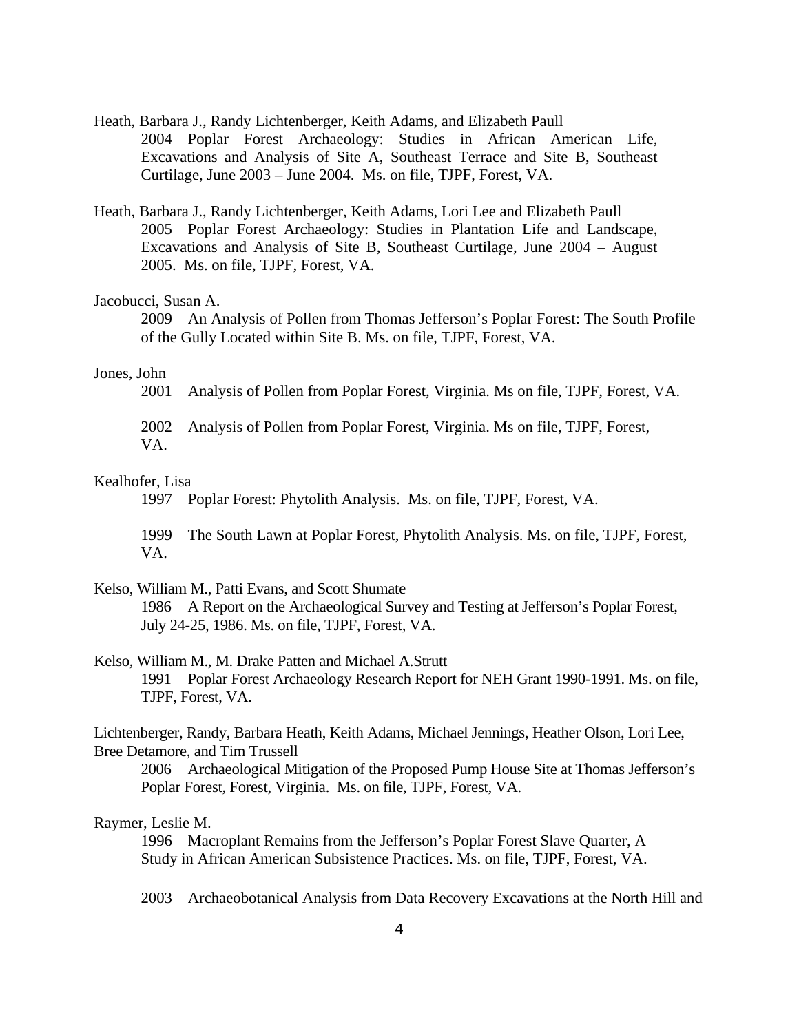Heath, Barbara J., Randy Lichtenberger, Keith Adams, and Elizabeth Paull

2004 Poplar Forest Archaeology: Studies in African American Life, Excavations and Analysis of Site A, Southeast Terrace and Site B, Southeast Curtilage, June 2003 – June 2004. Ms. on file, TJPF, Forest, VA.

Heath, Barbara J., Randy Lichtenberger, Keith Adams, Lori Lee and Elizabeth Paull

2005 Poplar Forest Archaeology: Studies in Plantation Life and Landscape, Excavations and Analysis of Site B, Southeast Curtilage, June 2004 – August 2005. Ms. on file, TJPF, Forest, VA.

Jacobucci, Susan A.

2009 An Analysis of Pollen from Thomas Jefferson's Poplar Forest: The South Profile of the Gully Located within Site B. Ms. on file, TJPF, Forest, VA.

Jones, John

2001 Analysis of Pollen from Poplar Forest, Virginia. Ms on file, TJPF, Forest, VA.

2002 Analysis of Pollen from Poplar Forest, Virginia. Ms on file, TJPF, Forest, VA.

Kealhofer, Lisa

1997 Poplar Forest: Phytolith Analysis. Ms. on file, TJPF, Forest, VA.

1999 The South Lawn at Poplar Forest, Phytolith Analysis. Ms. on file, TJPF, Forest, VA.

Kelso, William M., Patti Evans, and Scott Shumate

1986 A Report on the Archaeological Survey and Testing at Jefferson's Poplar Forest, July 24-25, 1986. Ms. on file, TJPF, Forest, VA.

Kelso, William M., M. Drake Patten and Michael A.Strutt

1991 Poplar Forest Archaeology Research Report for NEH Grant 1990-1991. Ms. on file, TJPF, Forest, VA.

Lichtenberger, Randy, Barbara Heath, Keith Adams, Michael Jennings, Heather Olson, Lori Lee, Bree Detamore, and Tim Trussell

2006 Archaeological Mitigation of the Proposed Pump House Site at Thomas Jefferson's Poplar Forest, Forest, Virginia. Ms. on file, TJPF, Forest, VA.

Raymer, Leslie M.

1996 Macroplant Remains from the Jefferson's Poplar Forest Slave Quarter, A Study in African American Subsistence Practices. Ms. on file, TJPF, Forest, VA.

2003 Archaeobotanical Analysis from Data Recovery Excavations at the North Hill and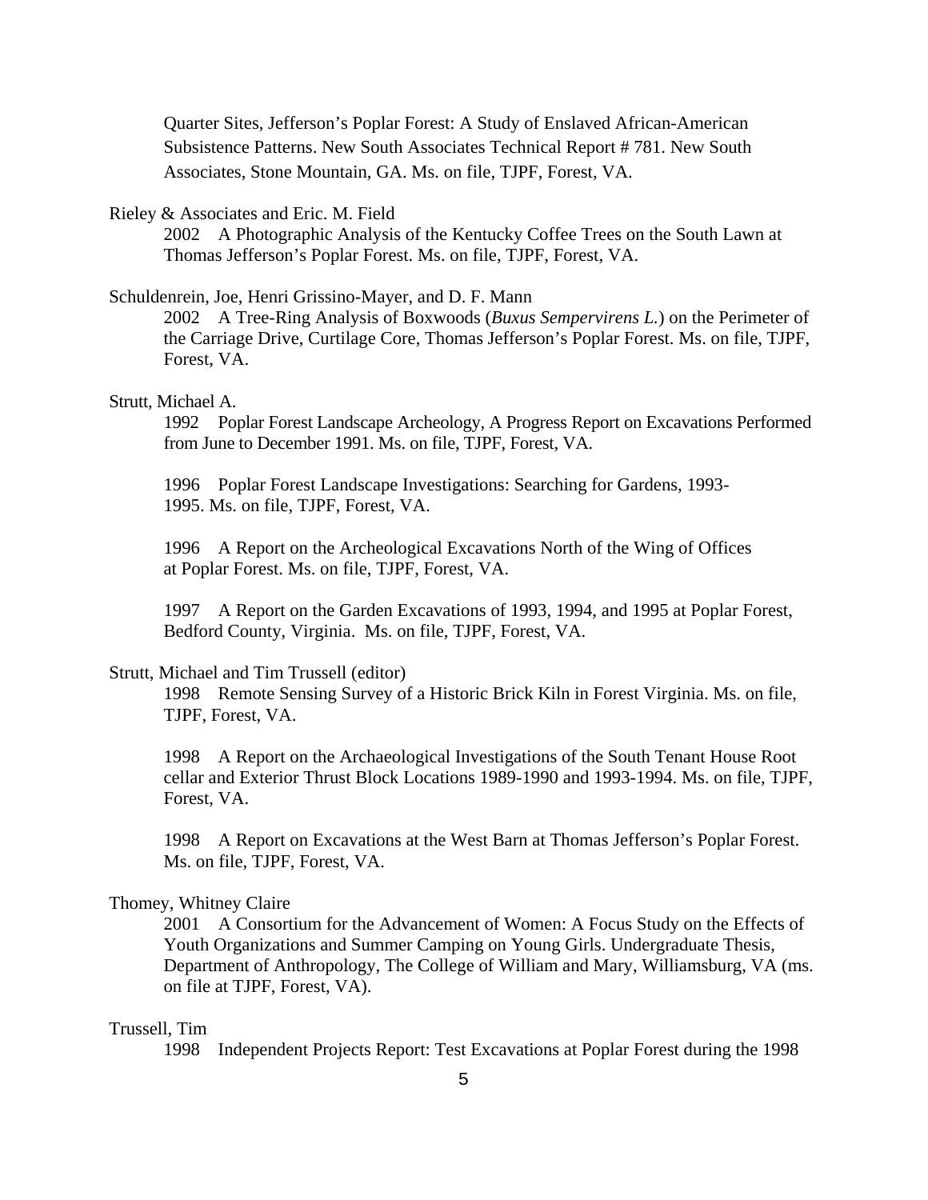Quarter Sites, Jefferson's Poplar Forest: A Study of Enslaved African-American Subsistence Patterns. New South Associates Technical Report # 781. New South Associates, Stone Mountain, GA. Ms. on file, TJPF, Forest, VA.

Rieley & Associates and Eric. M. Field

2002 A Photographic Analysis of the Kentucky Coffee Trees on the South Lawn at Thomas Jefferson's Poplar Forest. Ms. on file, TJPF, Forest, VA.

Schuldenrein, Joe, Henri Grissino-Mayer, and D. F. Mann

2002 A Tree-Ring Analysis of Boxwoods (*Buxus Sempervirens L.*) on the Perimeter of the Carriage Drive, Curtilage Core, Thomas Jefferson's Poplar Forest. Ms. on file, TJPF, Forest, VA.

Strutt, Michael A.

1992 Poplar Forest Landscape Archeology, A Progress Report on Excavations Performed from June to December 1991. Ms. on file, TJPF, Forest, VA.

1996 Poplar Forest Landscape Investigations: Searching for Gardens, 1993-1995. Ms. on file, TJPF, Forest, VA.

1996 A Report on the Archeological Excavations North of the Wing of Offices at Poplar Forest. Ms. on file, TJPF, Forest, VA.

1997 A Report on the Garden Excavations of 1993, 1994, and 1995 at Poplar Forest, Bedford County, Virginia. Ms. on file, TJPF, Forest, VA.

Strutt, Michael and Tim Trussell (editor)

1998 Remote Sensing Survey of a Historic Brick Kiln in Forest Virginia. Ms. on file, TJPF, Forest, VA.

1998 A Report on the Archaeological Investigations of the South Tenant House Root cellar and Exterior Thrust Block Locations 1989-1990 and 1993-1994. Ms. on file, TJPF, Forest, VA.

1998 A Report on Excavations at the West Barn at Thomas Jefferson's Poplar Forest. Ms. on file, TJPF, Forest, VA.

Thomey, Whitney Claire

2001 A Consortium for the Advancement of Women: A Focus Study on the Effects of Youth Organizations and Summer Camping on Young Girls. Undergraduate Thesis, Department of Anthropology, The College of William and Mary, Williamsburg, VA (ms. on file at TJPF, Forest, VA).

Trussell, Tim

1998 Independent Projects Report: Test Excavations at Poplar Forest during the 1998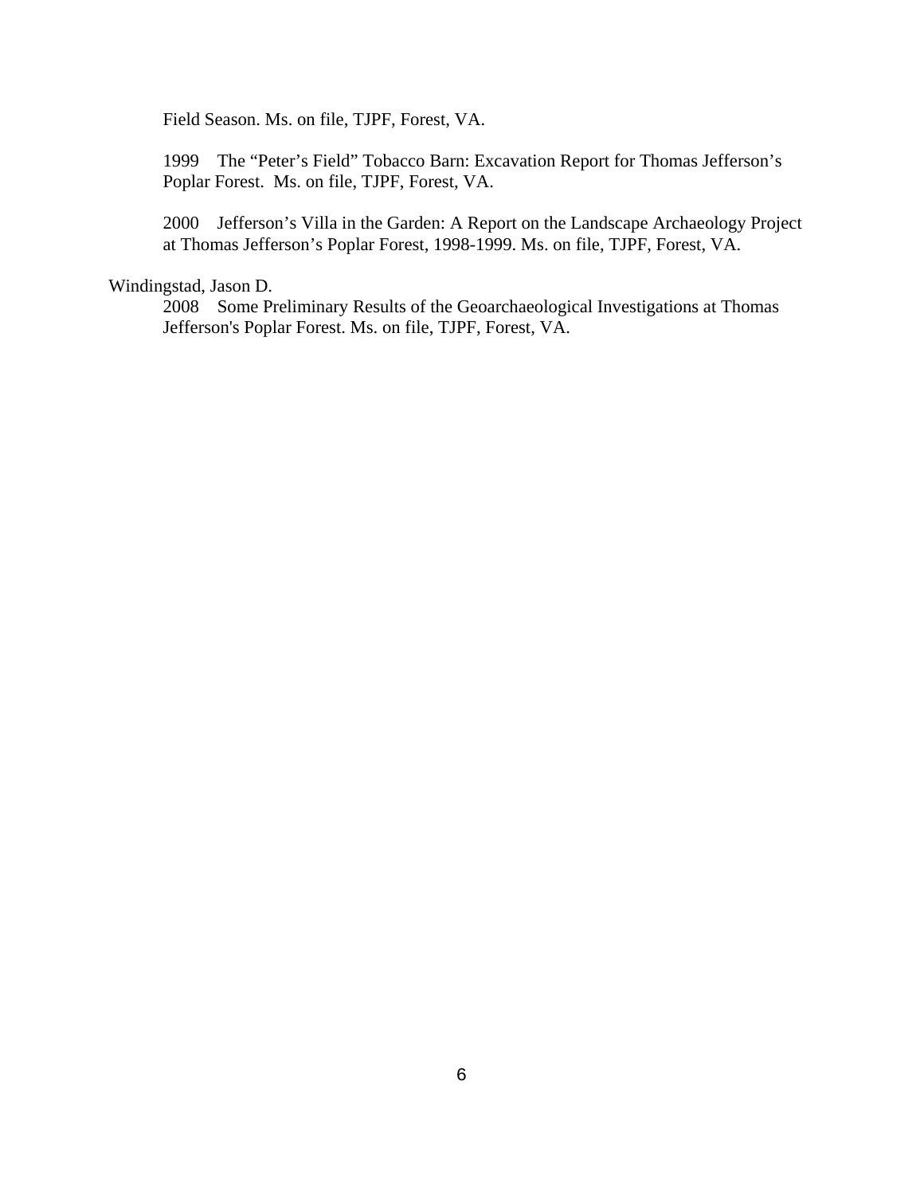Field Season. Ms. on file, TJPF, Forest, VA.

1999 The "Peter's Field" Tobacco Barn: Excavation Report for Thomas Jefferson's Poplar Forest. Ms. on file, TJPF, Forest, VA.

2000 Jefferson's Villa in the Garden: A Report on the Landscape Archaeology Project at Thomas Jefferson's Poplar Forest, 1998-1999. Ms. on file, TJPF, Forest, VA.

Windingstad, Jason D.

2008 Some Preliminary Results of the Geoarchaeological Investigations at Thomas Jefferson's Poplar Forest. Ms. on file, TJPF, Forest, VA.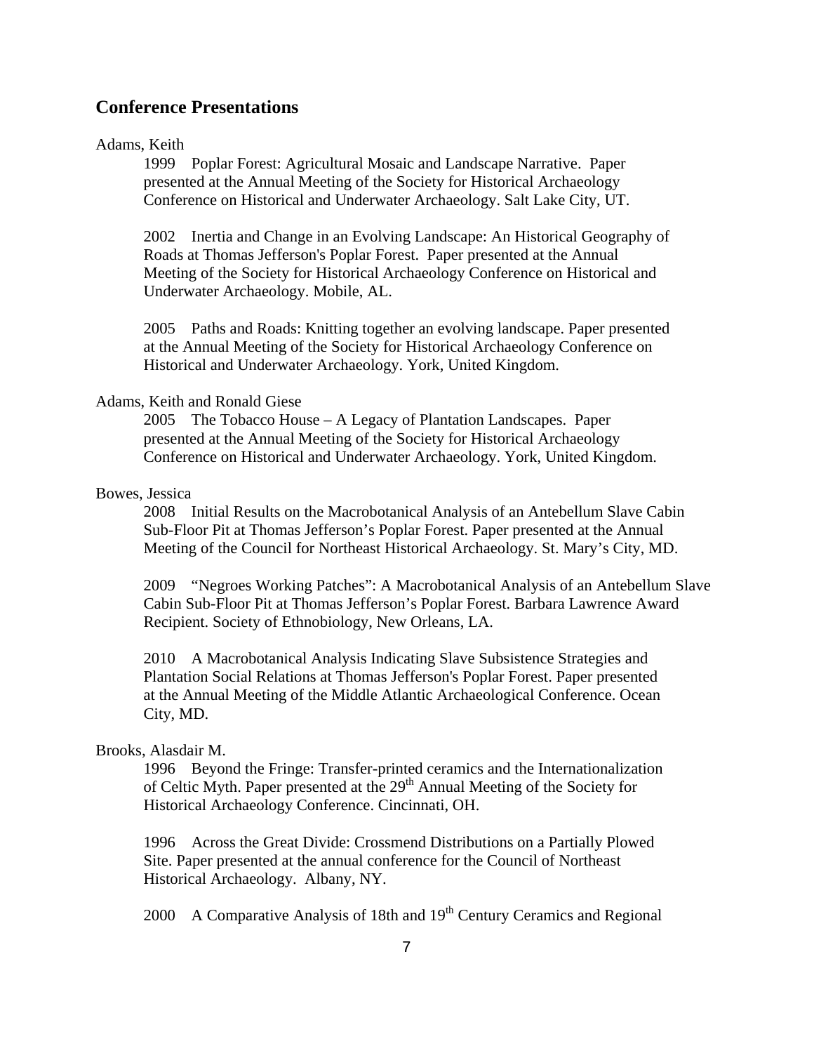## Conference Presentations

Adams, Keith

1999 Poplar Forest: Agricultural Mosaic and Landscape Narrative. Paper presented at the Annual Meeting of the Society for Historical Archaeology Conference on Historical and Underwater Archaeology. Salt Lake City, UT.

2002 Inertia and Change in an Evolving Landscape: An Historical Geography of Roads at Thomas Jefferson's Poplar Forest. Paper presented at the Annual Meeting of the Society for Historical Archaeology Conference on Historical and Underwater Archaeology. Mobile, AL.

2005 Paths and Roads: Knitting together an evolving landscape. Paper presented at the Annual Meeting of the Society for Historical Archaeology Conference on Historical and Underwater Archaeology. York, United Kingdom.

Adams, Keith and Ronald Giese

2005 The Tobacco House – A Legacy of Plantation Landscapes. Paper presented at the Annual Meeting of the Society for Historical Archaeology Conference on Historical and Underwater Archaeology. York, United Kingdom.

Bowes, Jessica

2008 Initial Results on the Macrobotanical Analysis of an Antebellum Slave Cabin Sub-Floor Pit at Thomas Jefferson's Poplar Forest. Paper presented at the Annual Meeting of the Council for Northeast Historical Archaeology. St. Mary's City, MD.

2009 "Negroes Working Patches": A Macrobotanical Analysis of an Antebellum Slave Cabin Sub-Floor Pit at Thomas Jefferson's Poplar Forest. Barbara Lawrence Award Recipient. Society of Ethnobiology, New Orleans, LA.

2010 A Macrobotanical Analysis Indicating Slave Subsistence Strategies and Plantation Social Relations at Thomas Jefferson's Poplar Forest. Paper presented at the Annual Meeting of the Middle Atlantic Archaeological Conference. Ocean City, MD.

Brooks, Alasdair M.

1996 Beyond the Fringe: Transfer-printed ceramics and the Internationalization of Celtic Myth. Paper presented at the 29th Annual Meeting of the Society for Historical Archaeology Conference. Cincinnati, OH.

1996 Across the Great Divide: Crossmend Distributions on a Partially Plowed Site. Paper presented at the annual conference for the Council of Northeast Historical Archaeology. Albany, NY.

2000 A Comparative Analysis of 18th and 19th Century Ceramics and Regional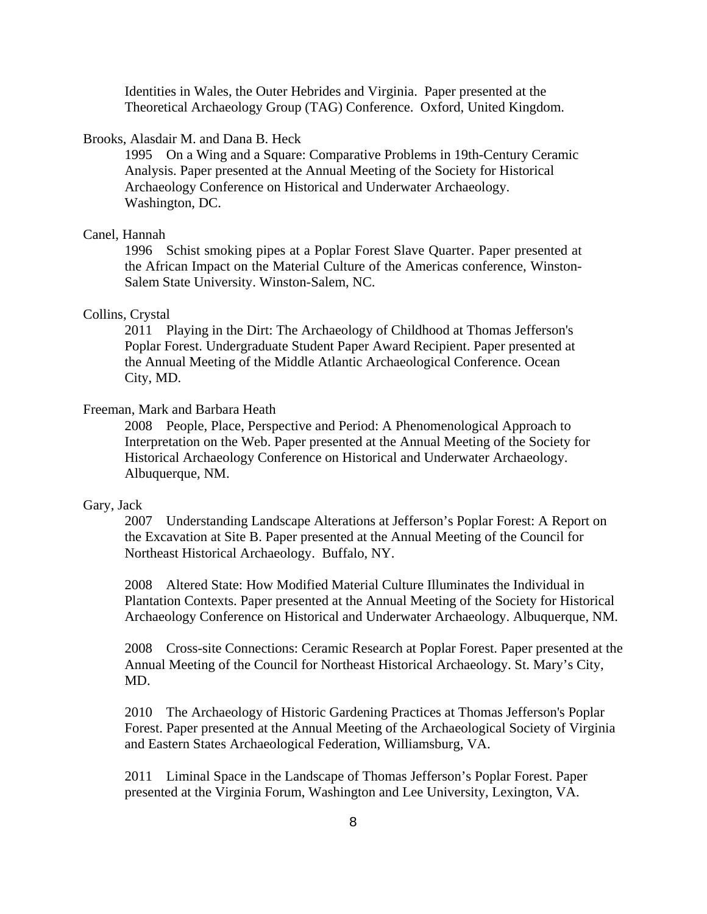Identities in Wales, the Outer Hebrides and Virginia. Paper presented at the Theoretical Archaeology Group (TAG) Conference. Oxford, United Kingdom.

Brooks, Alasdair M. and Dana B. Heck

1995 On a Wing and a Square: Comparative Problems in 19th-Century Ceramic Analysis. Paper presented at the Annual Meeting of the Society for Historical Archaeology Conference on Historical and Underwater Archaeology. Washington, DC.

Canel, Hannah

1996 Schist smoking pipes at a Poplar Forest Slave Quarter. Paper presented at the African Impact on the Material Culture of the Americas conference, Winston-Salem State University. Winston-Salem, NC.

Collins, Crystal

2011 Playing in the Dirt: The Archaeology of Childhood at Thomas Jefferson's Poplar Forest. Undergraduate Student Paper Award Recipient. Paper presented at the Annual Meeting of the Middle Atlantic Archaeological Conference. Ocean City, MD.

Freeman, Mark and Barbara Heath

2008 People, Place, Perspective and Period: A Phenomenological Approach to Interpretation on the Web. Paper presented at the Annual Meeting of the Society for Historical Archaeology Conference on Historical and Underwater Archaeology. Albuquerque, NM.

Gary, Jack

2007 Understanding Landscape Alterations at Jefferson's Poplar Forest: A Report on the Excavation at Site B. Paper presented at the Annual Meeting of the Council for Northeast Historical Archaeology. Buffalo, NY.

2008 Altered State: How Modified Material Culture Illuminates the Individual in Plantation Contexts. Paper presented at the Annual Meeting of the Society for Historical Archaeology Conference on Historical and Underwater Archaeology. Albuquerque, NM.

2008 Cross-site Connections: Ceramic Research at Poplar Forest. Paper presented at the Annual Meeting of the Council for Northeast Historical Archaeology. St. Mary's City, MD.

2010 The Archaeology of Historic Gardening Practices at Thomas Jefferson's Poplar Forest. Paper presented at the Annual Meeting of the Archaeological Society of Virginia and Eastern States Archaeological Federation, Williamsburg, VA.

2011 Liminal Space in the Landscape of Thomas Jefferson's Poplar Forest. Paper presented at the Virginia Forum, Washington and Lee University, Lexington, VA.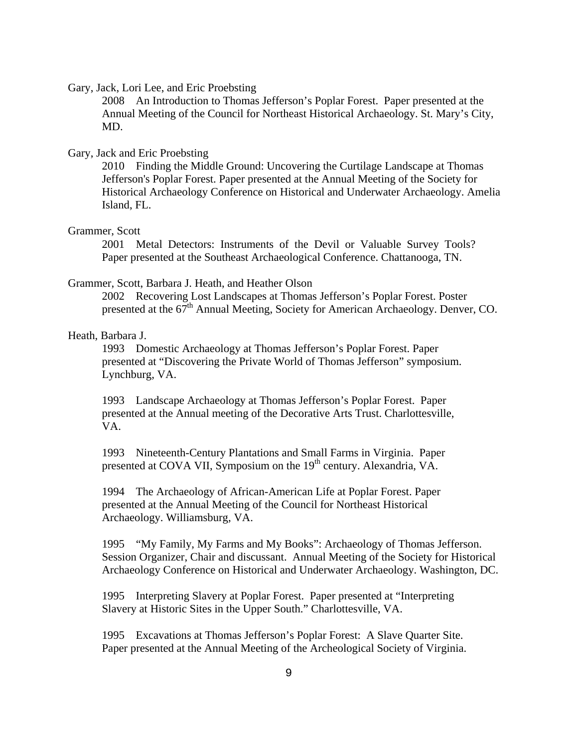Gary, Jack, Lori Lee, and Eric Proebsting

2008 An Introduction to Thomas Jefferson's Poplar Forest. Paper presented at the Annual Meeting of the Council for Northeast Historical Archaeology. St. Mary's City, MD.

Gary, Jack and Eric Proebsting

2010 Finding the Middle Ground: Uncovering the Curtilage Landscape at Thomas Jefferson's Poplar Forest. Paper presented at the Annual Meeting of the Society for Historical Archaeology Conference on Historical and Underwater Archaeology. Amelia Island, FL.

Grammer, Scott

2001 Metal Detectors: Instruments of the Devil or Valuable Survey Tools? Paper presented at the Southeast Archaeological Conference. Chattanooga, TN.

Grammer, Scott, Barbara J. Heath, and Heather Olson

2002 Recovering Lost Landscapes at Thomas Jefferson's Poplar Forest. Poster presented at the 67th Annual Meeting, Society for American Archaeology. Denver, CO.

Heath, Barbara J.

1993 Domestic Archaeology at Thomas Jefferson's Poplar Forest. Paper presented at "Discovering the Private World of Thomas Jefferson" symposium. Lynchburg, VA.

1993 Landscape Archaeology at Thomas Jefferson's Poplar Forest. Paper presented at the Annual meeting of the Decorative Arts Trust. Charlottesville, VA.

1993 Nineteenth-Century Plantations and Small Farms in Virginia. Paper presented at COVA VII, Symposium on the 19th century. Alexandria, VA.

1994 The Archaeology of African-American Life at Poplar Forest. Paper presented at the Annual Meeting of the Council for Northeast Historical Archaeology. Williamsburg, VA.

1995 "My Family, My Farms and My Books": Archaeology of Thomas Jefferson. Session Organizer, Chair and discussant. Annual Meeting of the Society for Historical Archaeology Conference on Historical and Underwater Archaeology. Washington, DC.

1995 Interpreting Slavery at Poplar Forest. Paper presented at "Interpreting Slavery at Historic Sites in the Upper South." Charlottesville, VA.

1995 Excavations at Thomas Jefferson's Poplar Forest: A Slave Quarter Site. Paper presented at the Annual Meeting of the Archeological Society of Virginia.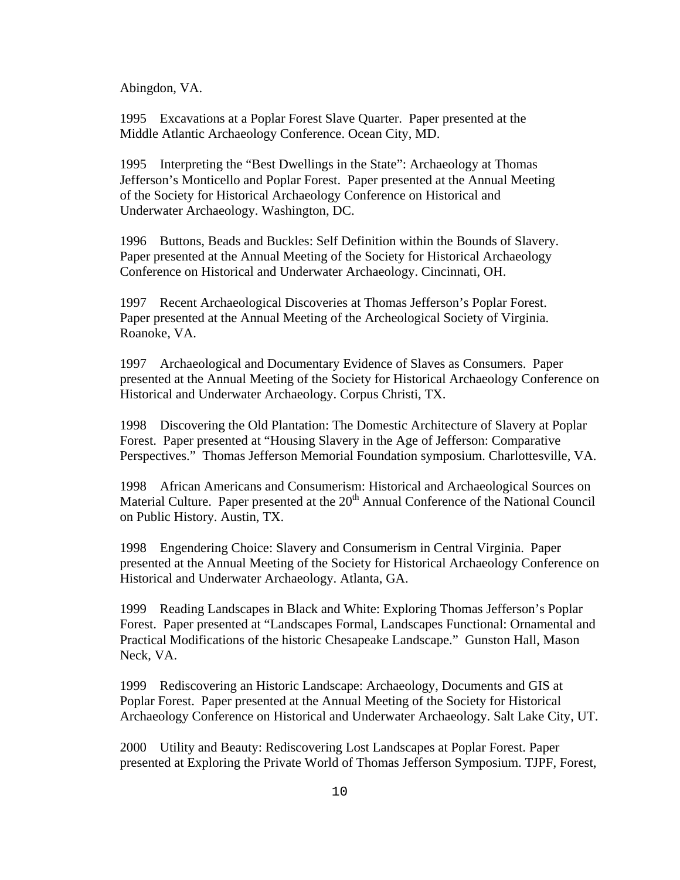Abingdon, VA.

1995 Excavations at a Poplar Forest Slave Quarter. Paper presented at the Middle Atlantic Archaeology Conference. Ocean City, MD.

1995 Interpreting the "Best Dwellings in the State": Archaeology at Thomas Jefferson's Monticello and Poplar Forest. Paper presented at the Annual Meeting of the Society for Historical Archaeology Conference on Historical and Underwater Archaeology. Washington, DC.

1996 Buttons, Beads and Buckles: Self Definition within the Bounds of Slavery. Paper presented at the Annual Meeting of the Society for Historical Archaeology Conference on Historical and Underwater Archaeology. Cincinnati, OH.

1997 Recent Archaeological Discoveries at Thomas Jefferson's Poplar Forest. Paper presented at the Annual Meeting of the Archeological Society of Virginia. Roanoke, VA.

1997 Archaeological and Documentary Evidence of Slaves as Consumers. Paper presented at the Annual Meeting of the Society for Historical Archaeology Conference on Historical and Underwater Archaeology. Corpus Christi, TX.

1998 Discovering the Old Plantation: The Domestic Architecture of Slavery at Poplar Forest. Paper presented at "Housing Slavery in the Age of Jefferson: Comparative Perspectives." Thomas Jefferson Memorial Foundation symposium. Charlottesville, VA.

1998 African Americans and Consumerism: Historical and Archaeological Sources on Material Culture. Paper presented at the 20th Annual Conference of the National Council on Public History. Austin, TX.

1998 Engendering Choice: Slavery and Consumerism in Central Virginia. Paper presented at the Annual Meeting of the Society for Historical Archaeology Conference on Historical and Underwater Archaeology. Atlanta, GA.

1999 Reading Landscapes in Black and White: Exploring Thomas Jefferson's Poplar Forest. Paper presented at "Landscapes Formal, Landscapes Functional: Ornamental and Practical Modifications of the historic Chesapeake Landscape." Gunston Hall, Mason Neck, VA.

1999 Rediscovering an Historic Landscape: Archaeology, Documents and GIS at Poplar Forest. Paper presented at the Annual Meeting of the Society for Historical Archaeology Conference on Historical and Underwater Archaeology. Salt Lake City, UT.

2000 Utility and Beauty: Rediscovering Lost Landscapes at Poplar Forest. Paper presented at Exploring the Private World of Thomas Jefferson Symposium. TJPF, Forest,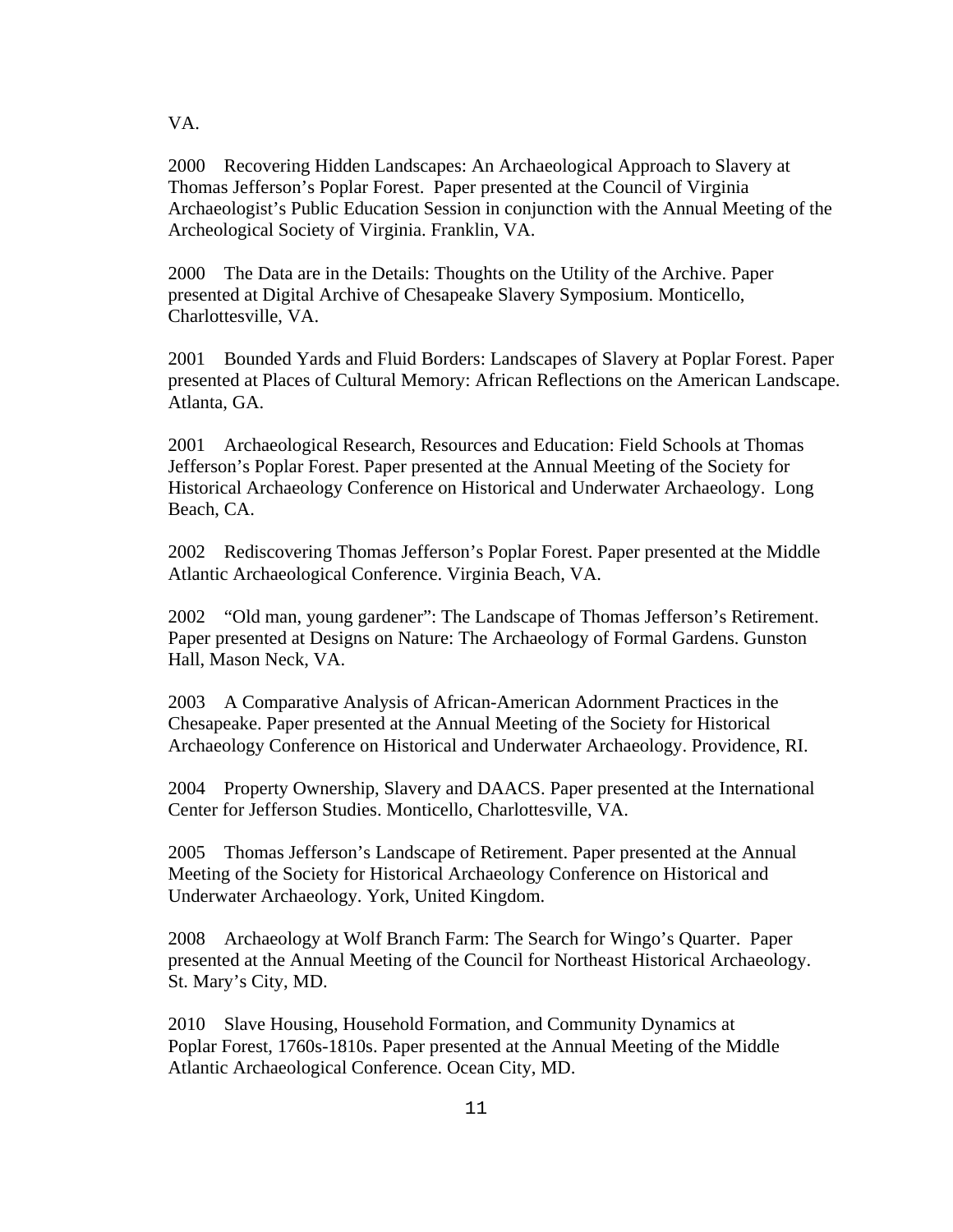VA.

2000 Recovering Hidden Landscapes: An Archaeological Approach to Slavery at Thomas Jefferson's Poplar Forest. Paper presented at the Council of Virginia Archaeologist's Public Education Session in conjunction with the Annual Meeting of the Archeological Society of Virginia. Franklin, VA.

2000 The Data are in the Details: Thoughts on the Utility of the Archive. Paper presented at Digital Archive of Chesapeake Slavery Symposium. Monticello, Charlottesville, VA.

2001 Bounded Yards and Fluid Borders: Landscapes of Slavery at Poplar Forest. Paper presented at Places of Cultural Memory: African Reflections on the American Landscape. Atlanta, GA.

2001 Archaeological Research, Resources and Education: Field Schools at Thomas Jefferson's Poplar Forest. Paper presented at the Annual Meeting of the Society for Historical Archaeology Conference on Historical and Underwater Archaeology. Long Beach, CA.

2002 Rediscovering Thomas Jefferson's Poplar Forest. Paper presented at the Middle Atlantic Archaeological Conference. Virginia Beach, VA.

2002 "Old man, young gardener": The Landscape of Thomas Jefferson's Retirement. Paper presented at Designs on Nature: The Archaeology of Formal Gardens. Gunston Hall, Mason Neck, VA.

2003 A Comparative Analysis of African-American Adornment Practices in the Chesapeake. Paper presented at the Annual Meeting of the Society for Historical Archaeology Conference on Historical and Underwater Archaeology. Providence, RI.

2004 Property Ownership, Slavery and DAACS. Paper presented at the International Center for Jefferson Studies. Monticello, Charlottesville, VA.

2005 Thomas Jefferson's Landscape of Retirement. Paper presented at the Annual Meeting of the Society for Historical Archaeology Conference on Historical and Underwater Archaeology. York, United Kingdom.

2008 Archaeology at Wolf Branch Farm: The Search for Wingo's Quarter. Paper presented at the Annual Meeting of the Council for Northeast Historical Archaeology. St. Mary's City, MD.

2010 Slave Housing, Household Formation, and Community Dynamics at Poplar Forest, 1760s-1810s. Paper presented at the Annual Meeting of the Middle Atlantic Archaeological Conference. Ocean City, MD.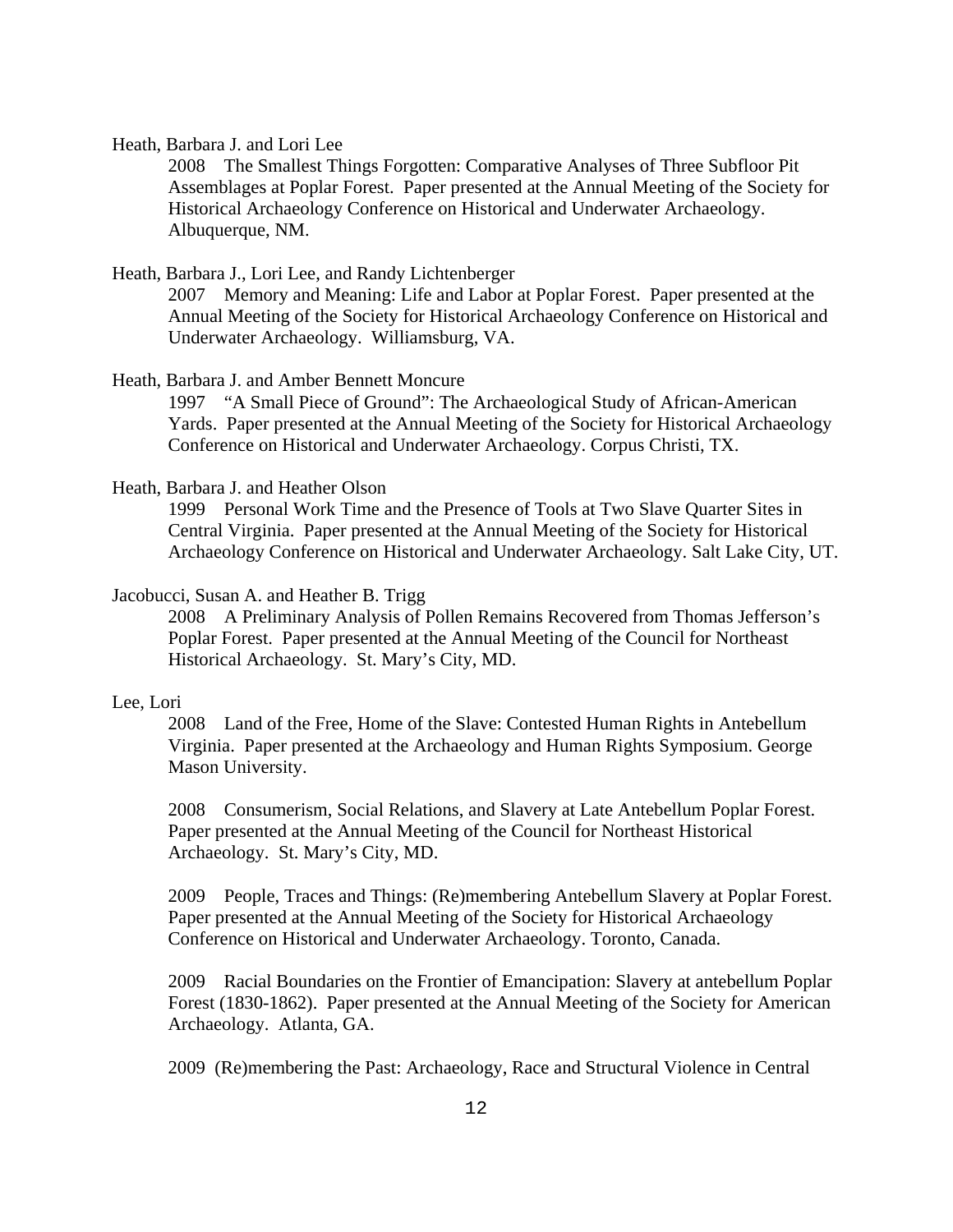Heath, Barbara J. and Lori Lee

2008 The Smallest Things Forgotten: Comparative Analyses of Three Subfloor Pit Assemblages at Poplar Forest. Paper presented at the Annual Meeting of the Society for Historical Archaeology Conference on Historical and Underwater Archaeology. Albuquerque, NM.

Heath, Barbara J., Lori Lee, and Randy Lichtenberger

2007 Memory and Meaning: Life and Labor at Poplar Forest. Paper presented at the Annual Meeting of the Society for Historical Archaeology Conference on Historical and Underwater Archaeology. Williamsburg, VA.

Heath, Barbara J. and Amber Bennett Moncure

1997 "A Small Piece of Ground": The Archaeological Study of African-American Yards. Paper presented at the Annual Meeting of the Society for Historical Archaeology Conference on Historical and Underwater Archaeology. Corpus Christi, TX.

Heath, Barbara J. and Heather Olson

1999 Personal Work Time and the Presence of Tools at Two Slave Quarter Sites in Central Virginia. Paper presented at the Annual Meeting of the Society for Historical Archaeology Conference on Historical and Underwater Archaeology. Salt Lake City, UT.

Jacobucci, Susan A. and Heather B. Trigg

2008 A Preliminary Analysis of Pollen Remains Recovered from Thomas Jefferson's Poplar Forest. Paper presented at the Annual Meeting of the Council for Northeast Historical Archaeology. St. Mary's City, MD.

Lee, Lori

2008 Land of the Free, Home of the Slave: Contested Human Rights in Antebellum Virginia. Paper presented at the Archaeology and Human Rights Symposium. George Mason University.

2008 Consumerism, Social Relations, and Slavery at Late Antebellum Poplar Forest. Paper presented at the Annual Meeting of the Council for Northeast Historical Archaeology. St. Mary's City, MD.

2009 People, Traces and Things: (Re)membering Antebellum Slavery at Poplar Forest. Paper presented at the Annual Meeting of the Society for Historical Archaeology Conference on Historical and Underwater Archaeology. Toronto, Canada.

2009 Racial Boundaries on the Frontier of Emancipation: Slavery at antebellum Poplar Forest (1830-1862). Paper presented at the Annual Meeting of the Society for American Archaeology. Atlanta, GA.

2009 (Re)membering the Past: Archaeology, Race and Structural Violence in Central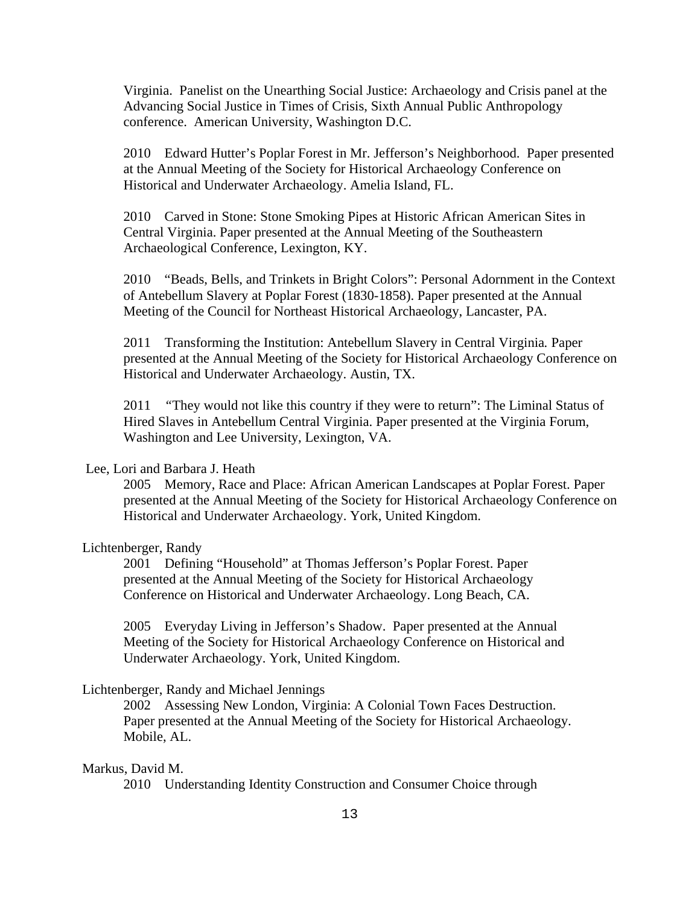Virginia. Panelist on the Unearthing Social Justice: Archaeology and Crisis panel at the Advancing Social Justice in Times of Crisis, Sixth Annual Public Anthropology conference. American University, Washington D.C.

2010 Edward Hutter's Poplar Forest in Mr. Jefferson's Neighborhood. Paper presented at the Annual Meeting of the Society for Historical Archaeology Conference on Historical and Underwater Archaeology. Amelia Island, FL.

2010 Carved in Stone: Stone Smoking Pipes at Historic African American Sites in Central Virginia. Paper presented at the Annual Meeting of the Southeastern Archaeological Conference, Lexington, KY.

2010 "Beads, Bells, and Trinkets in Bright Colors": Personal Adornment in the Context of Antebellum Slavery at Poplar Forest (1830-1858). Paper presented at the Annual Meeting of the Council for Northeast Historical Archaeology, Lancaster, PA.

2011 Transforming the Institution: Antebellum Slavery in Central Virginia. Paper presented at the Annual Meeting of the Society for Historical Archaeology Conference on Historical and Underwater Archaeology. Austin, TX.

2011 "They would not like this country if they were to return": The Liminal Status of Hired Slaves in Antebellum Central Virginia. Paper presented at the Virginia Forum, Washington and Lee University, Lexington, VA.

Lee, Lori and Barbara J. Heath

2005 Memory, Race and Place: African American Landscapes at Poplar Forest. Paper presented at the Annual Meeting of the Society for Historical Archaeology Conference on Historical and Underwater Archaeology. York, United Kingdom.

Lichtenberger, Randy

2001 Defining "Household" at Thomas Jefferson's Poplar Forest. Paper presented at the Annual Meeting of the Society for Historical Archaeology Conference on Historical and Underwater Archaeology. Long Beach, CA.

2005 Everyday Living in Jefferson's Shadow. Paper presented at the Annual Meeting of the Society for Historical Archaeology Conference on Historical and Underwater Archaeology. York, United Kingdom.

Lichtenberger, Randy and Michael Jennings

2002 Assessing New London, Virginia: A Colonial Town Faces Destruction. Paper presented at the Annual Meeting of the Society for Historical Archaeology. Mobile, AL.

Markus, David M.

2010 Understanding Identity Construction and Consumer Choice through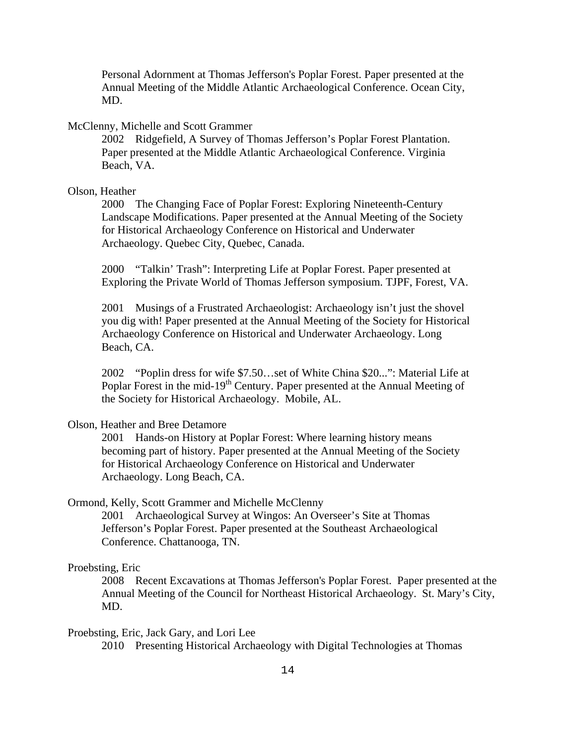Personal Adornment at Thomas Jefferson's Poplar Forest. Paper presented at the Annual Meeting of the Middle Atlantic Archaeological Conference. Ocean City, MD.

McClenny, Michelle and Scott Grammer

2002 Ridgefield, A Survey of Thomas Jefferson's Poplar Forest Plantation. Paper presented at the Middle Atlantic Archaeological Conference. Virginia Beach, VA.

Olson, Heather

2000 The Changing Face of Poplar Forest: Exploring Nineteenth-Century Landscape Modifications. Paper presented at the Annual Meeting of the Society for Historical Archaeology Conference on Historical and Underwater Archaeology. Quebec City, Quebec, Canada.

2000 "Talkin' Trash": Interpreting Life at Poplar Forest. Paper presented at Exploring the Private World of Thomas Jefferson symposium. TJPF, Forest, VA.

2001 Musings of a Frustrated Archaeologist: Archaeology isn't just the shovel you dig with! Paper presented at the Annual Meeting of the Society for Historical Archaeology Conference on Historical and Underwater Archaeology. Long Beach, CA.

2002 "Poplin dress for wife $7.50…set of White China $20...": Material Life at Poplar Forest in the mid-19th Century. Paper presented at the Annual Meeting of the Society for Historical Archaeology. Mobile, AL.

Olson, Heather and Bree Detamore

2001 Hands-on History at Poplar Forest: Where learning history means becoming part of history. Paper presented at the Annual Meeting of the Society for Historical Archaeology Conference on Historical and Underwater Archaeology. Long Beach, CA.

Ormond, Kelly, Scott Grammer and Michelle McClenny

2001 Archaeological Survey at Wingos: An Overseer's Site at Thomas Jefferson's Poplar Forest. Paper presented at the Southeast Archaeological Conference. Chattanooga, TN.

Proebsting, Eric

2008 Recent Excavations at Thomas Jefferson's Poplar Forest. Paper presented at the Annual Meeting of the Council for Northeast Historical Archaeology. St. Mary's City, MD.

Proebsting, Eric, Jack Gary, and Lori Lee

2010 Presenting Historical Archaeology with Digital Technologies at Thomas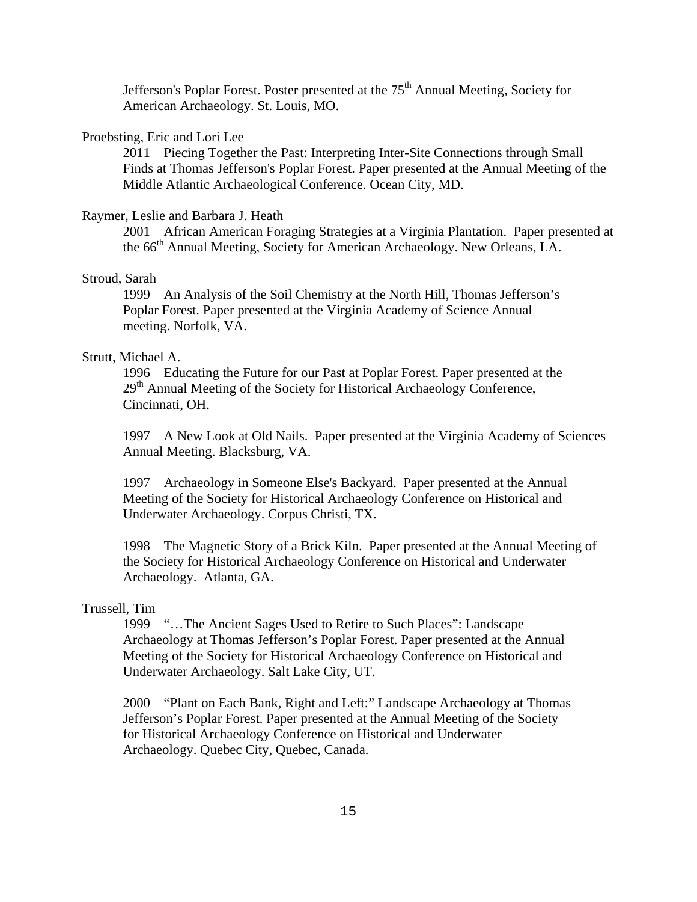Jefferson's Poplar Forest. Poster presented at the 75th Annual Meeting, Society for American Archaeology. St. Louis, MO.

Proebsting, Eric and Lori Lee

2011 Piecing Together the Past: Interpreting Inter-Site Connections through Small Finds at Thomas Jefferson's Poplar Forest. Paper presented at the Annual Meeting of the Middle Atlantic Archaeological Conference. Ocean City, MD.

Raymer, Leslie and Barbara J. Heath

2001 African American Foraging Strategies at a Virginia Plantation. Paper presented at the 66th Annual Meeting, Society for American Archaeology. New Orleans, LA.

Stroud, Sarah

1999 An Analysis of the Soil Chemistry at the North Hill, Thomas Jefferson's Poplar Forest. Paper presented at the Virginia Academy of Science Annual meeting. Norfolk, VA.

Strutt, Michael A.

1996 Educating the Future for our Past at Poplar Forest. Paper presented at the 29th Annual Meeting of the Society for Historical Archaeology Conference, Cincinnati, OH.

1997 A New Look at Old Nails. Paper presented at the Virginia Academy of Sciences Annual Meeting. Blacksburg, VA.

1997 Archaeology in Someone Else's Backyard. Paper presented at the Annual Meeting of the Society for Historical Archaeology Conference on Historical and Underwater Archaeology. Corpus Christi, TX.

1998 The Magnetic Story of a Brick Kiln. Paper presented at the Annual Meeting of the Society for Historical Archaeology Conference on Historical and Underwater Archaeology. Atlanta, GA.

Trussell, Tim

1999 "…The Ancient Sages Used to Retire to Such Places": Landscape Archaeology at Thomas Jefferson's Poplar Forest. Paper presented at the Annual Meeting of the Society for Historical Archaeology Conference on Historical and Underwater Archaeology. Salt Lake City, UT.

2000 "Plant on Each Bank, Right and Left:" Landscape Archaeology at Thomas Jefferson's Poplar Forest. Paper presented at the Annual Meeting of the Society for Historical Archaeology Conference on Historical and Underwater Archaeology. Quebec City, Quebec, Canada.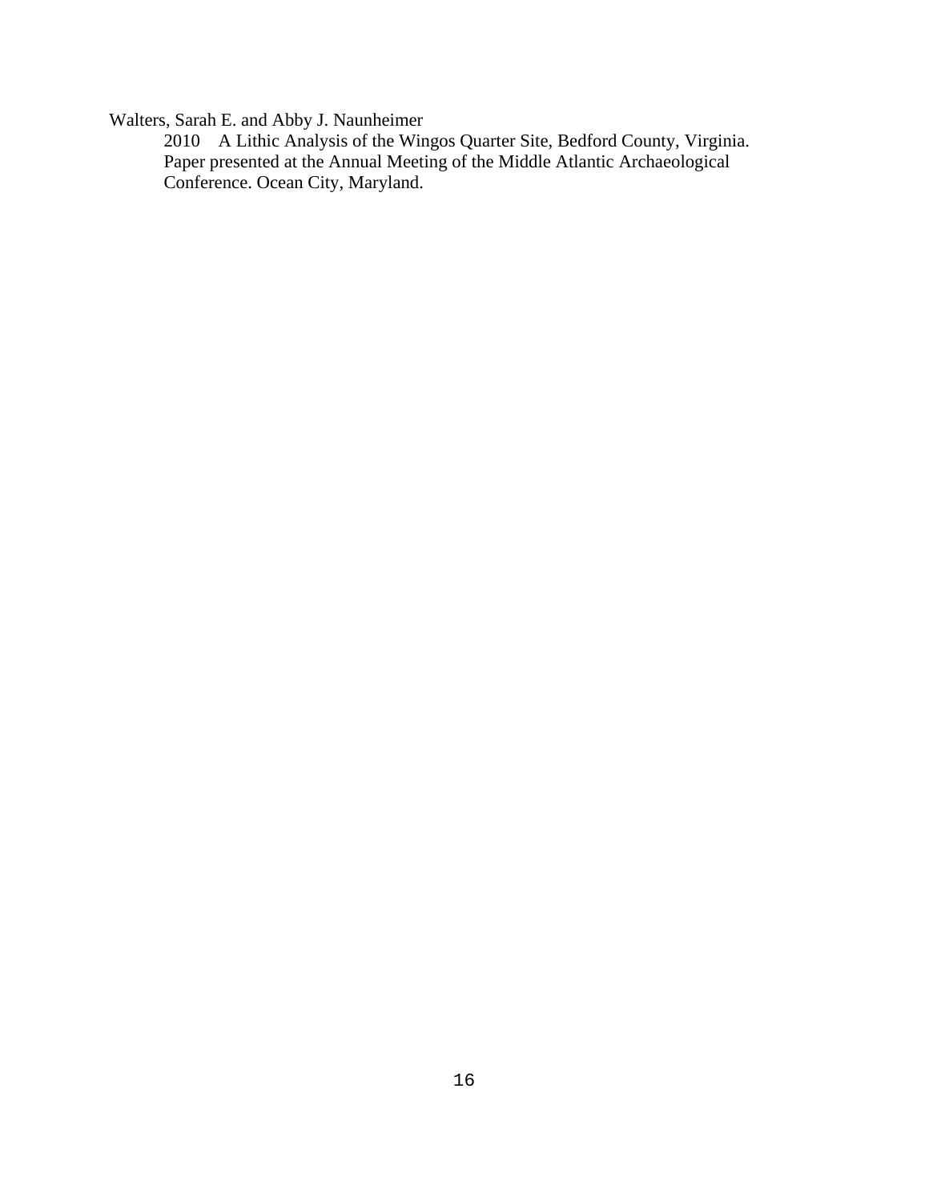Walters, Sarah E. and Abby J. Naunheimer

2010 A Lithic Analysis of the Wingos Quarter Site, Bedford County, Virginia. Paper presented at the Annual Meeting of the Middle Atlantic Archaeological Conference. Ocean City, Maryland.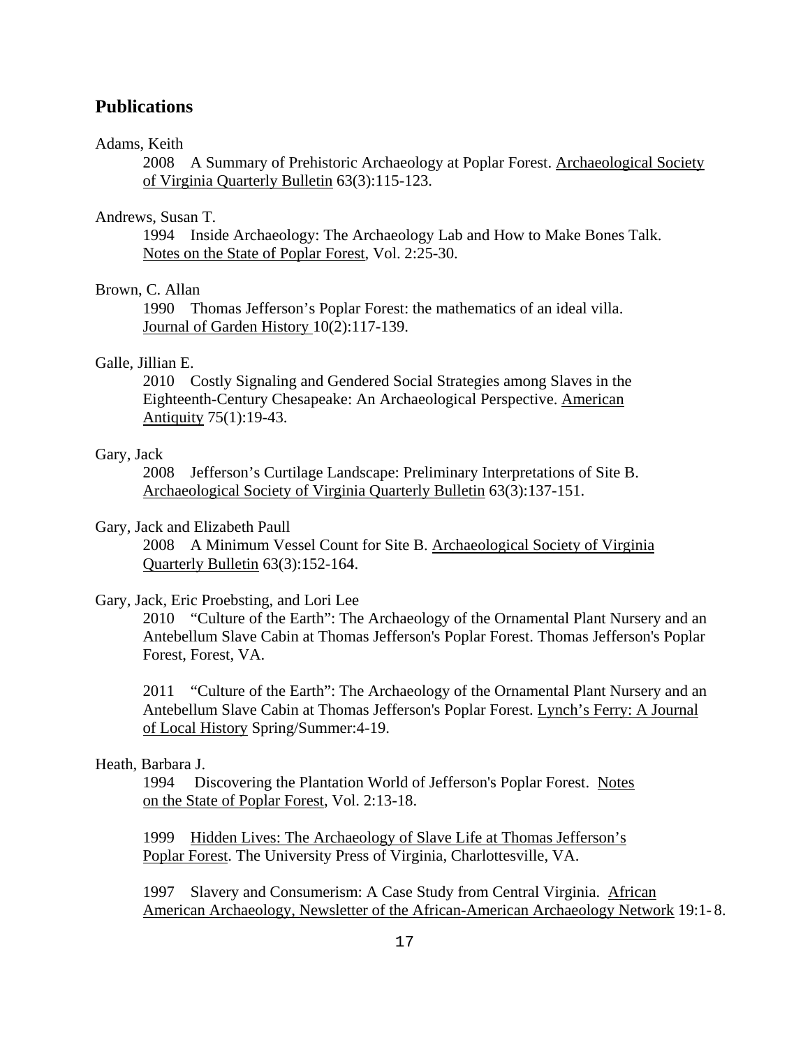## Publications

Adams, Keith

2008 A Summary of Prehistoric Archaeology at Poplar Forest. Archaeological Society of Virginia Quarterly Bulletin 63(3):115-123.

Andrews, Susan T.

1994 Inside Archaeology: The Archaeology Lab and How to Make Bones Talk. Notes on the State of Poplar Forest, Vol. 2:25-30.

Brown, C. Allan

1990 Thomas Jefferson's Poplar Forest: the mathematics of an ideal villa. Journal of Garden History 10(2):117-139.

Galle, Jillian E.

2010 Costly Signaling and Gendered Social Strategies among Slaves in the Eighteenth-Century Chesapeake: An Archaeological Perspective. American Antiquity 75(1):19-43.

Gary, Jack

2008 Jefferson's Curtilage Landscape: Preliminary Interpretations of Site B. Archaeological Society of Virginia Quarterly Bulletin 63(3):137-151.

Gary, Jack and Elizabeth Paull

2008 A Minimum Vessel Count for Site B. Archaeological Society of Virginia Quarterly Bulletin 63(3):152-164.

Gary, Jack, Eric Proebsting, and Lori Lee

2010 "Culture of the Earth": The Archaeology of the Ornamental Plant Nursery and an Antebellum Slave Cabin at Thomas Jefferson's Poplar Forest. Thomas Jefferson's Poplar Forest, Forest, VA.

2011 "Culture of the Earth": The Archaeology of the Ornamental Plant Nursery and an Antebellum Slave Cabin at Thomas Jefferson's Poplar Forest. Lynch's Ferry: A Journal of Local History Spring/Summer:4-19.

Heath, Barbara J.

1994 Discovering the Plantation World of Jefferson's Poplar Forest. Notes on the State of Poplar Forest, Vol. 2:13-18.

1999 Hidden Lives: The Archaeology of Slave Life at Thomas Jefferson's Poplar Forest. The University Press of Virginia, Charlottesville, VA.

1997 Slavery and Consumerism: A Case Study from Central Virginia. African American Archaeology, Newsletter of the African-American Archaeology Network 19:1- 8.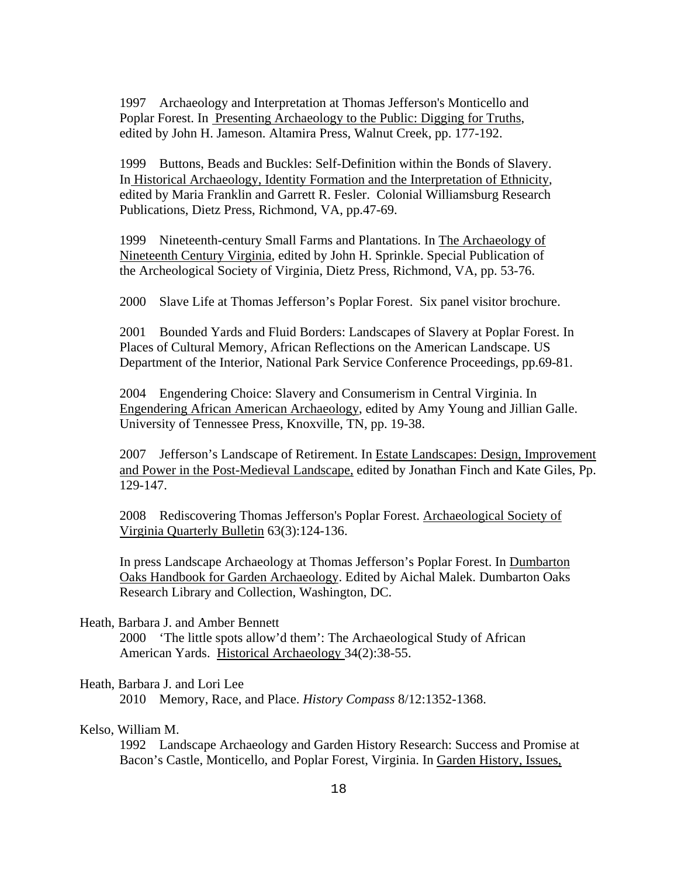1997 Archaeology and Interpretation at Thomas Jefferson's Monticello and Poplar Forest. In Presenting Archaeology to the Public: Digging for Truths, edited by John H. Jameson. Altamira Press, Walnut Creek, pp. 177-192.

1999 Buttons, Beads and Buckles: Self-Definition within the Bonds of Slavery. In Historical Archaeology, Identity Formation and the Interpretation of Ethnicity, edited by Maria Franklin and Garrett R. Fesler. Colonial Williamsburg Research Publications, Dietz Press, Richmond, VA, pp.47-69.

1999 Nineteenth-century Small Farms and Plantations. In The Archaeology of Nineteenth Century Virginia, edited by John H. Sprinkle. Special Publication of the Archeological Society of Virginia, Dietz Press, Richmond, VA, pp. 53-76.

2000 Slave Life at Thomas Jefferson's Poplar Forest. Six panel visitor brochure.

2001 Bounded Yards and Fluid Borders: Landscapes of Slavery at Poplar Forest. In Places of Cultural Memory, African Reflections on the American Landscape. US Department of the Interior, National Park Service Conference Proceedings, pp.69-81.

2004 Engendering Choice: Slavery and Consumerism in Central Virginia. In Engendering African American Archaeology, edited by Amy Young and Jillian Galle. University of Tennessee Press, Knoxville, TN, pp. 19-38.

2007 Jefferson's Landscape of Retirement. In Estate Landscapes: Design, Improvement and Power in the Post-Medieval Landscape, edited by Jonathan Finch and Kate Giles, Pp. 129-147.

2008 Rediscovering Thomas Jefferson's Poplar Forest. Archaeological Society of Virginia Quarterly Bulletin 63(3):124-136.

In press Landscape Archaeology at Thomas Jefferson's Poplar Forest. In Dumbarton Oaks Handbook for Garden Archaeology. Edited by Aichal Malek. Dumbarton Oaks Research Library and Collection, Washington, DC.

Heath, Barbara J. and Amber Bennett

2000 'The little spots allow'd them': The Archaeological Study of African American Yards. Historical Archaeology 34(2):38-55.

Heath, Barbara J. and Lori Lee

2010 Memory, Race, and Place. *History Compass* 8/12:1352-1368.

Kelso, William M.

1992 Landscape Archaeology and Garden History Research: Success and Promise at Bacon's Castle, Monticello, and Poplar Forest, Virginia. In Garden History, Issues,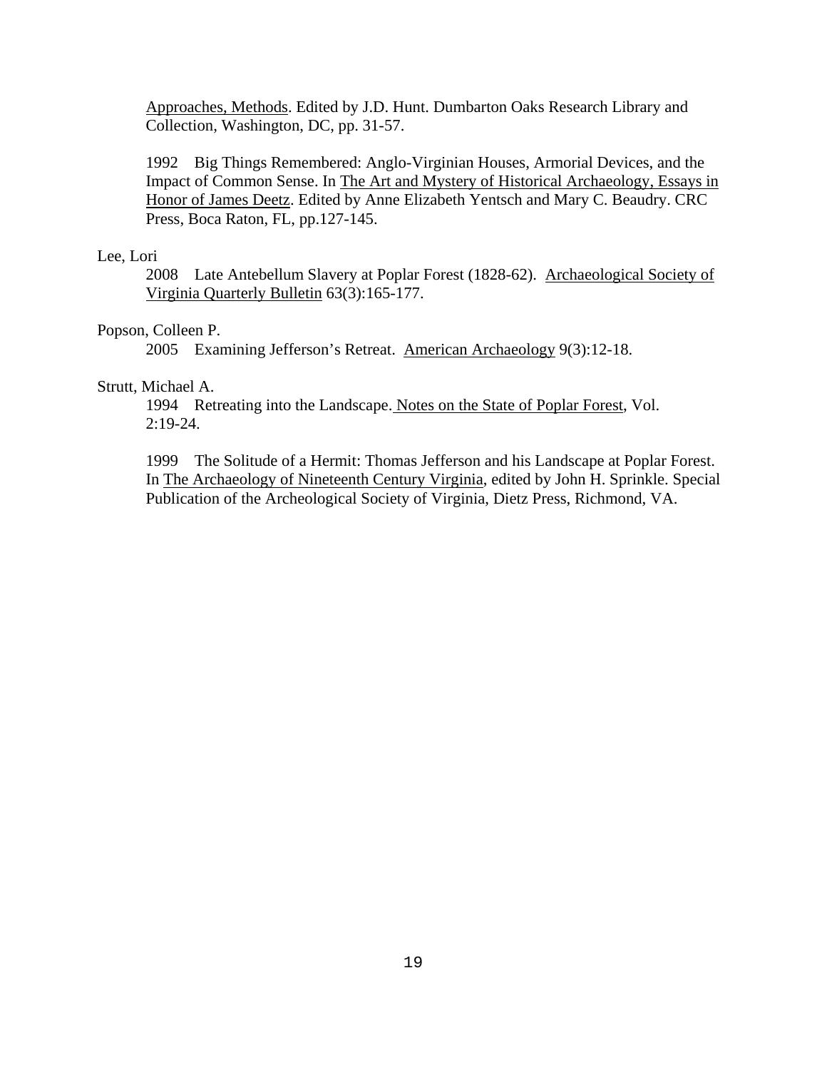Approaches, Methods. Edited by J.D. Hunt. Dumbarton Oaks Research Library and Collection, Washington, DC, pp. 31-57.

1992 Big Things Remembered: Anglo-Virginian Houses, Armorial Devices, and the Impact of Common Sense. In The Art and Mystery of Historical Archaeology, Essays in Honor of James Deetz. Edited by Anne Elizabeth Yentsch and Mary C. Beaudry. CRC Press, Boca Raton, FL, pp.127-145.

Lee, Lori

2008 Late Antebellum Slavery at Poplar Forest (1828-62). Archaeological Society of Virginia Quarterly Bulletin 63(3):165-177.

Popson, Colleen P.

2005 Examining Jefferson's Retreat. American Archaeology 9(3):12-18.

Strutt, Michael A.

1994 Retreating into the Landscape. Notes on the State of Poplar Forest, Vol. 2:19-24.

1999 The Solitude of a Hermit: Thomas Jefferson and his Landscape at Poplar Forest. In The Archaeology of Nineteenth Century Virginia, edited by John H. Sprinkle. Special Publication of the Archeological Society of Virginia, Dietz Press, Richmond, VA.